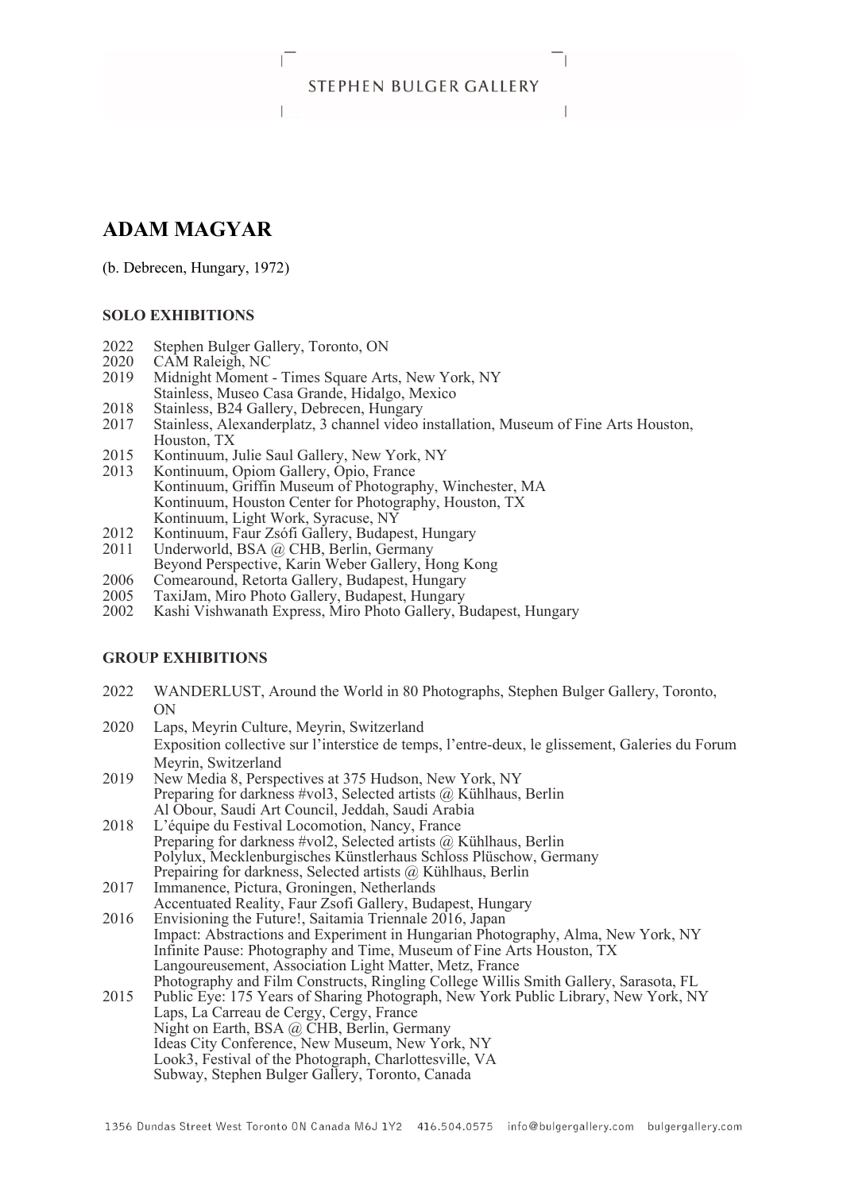# ADAM MAGYAR

(b. Debrecen, Hungary, 1972)

## SOLO EXHIBITIONS

2022 Stephen Bulger Gallery, Toronto, ON
2020 CAM Raleigh, NC
2019 Midnight Moment - Times Square Arts, New York, NY
Stainless, Museo Casa Grande, Hidalgo, Mexico
2018 Stainless, B24 Gallery, Debrecen, Hungary
2017 Stainless, Alexanderplatz, 3 channel video installation, Museum of Fine Arts Houston, Houston, TX
2015 Kontinuum, Julie Saul Gallery, New York, NY
2013 Kontinuum, Opiom Gallery, Opio, France
Kontinuum, Griffin Museum of Photography, Winchester, MA
Kontinuum, Houston Center for Photography, Houston, TX
Kontinuum, Light Work, Syracuse, NY
2012 Kontinuum, Faur Zsófi Gallery, Budapest, Hungary
2011 Underworld, BSA @ CHB, Berlin, Germany
Beyond Perspective, Karin Weber Gallery, Hong Kong
2006 Comearound, Retorta Gallery, Budapest, Hungary
2005 TaxiJam, Miro Photo Gallery, Budapest, Hungary
2002 Kashi Vishwanath Express, Miro Photo Gallery, Budapest, Hungary

## GROUP EXHIBITIONS

2022 WANDERLUST, Around the World in 80 Photographs, Stephen Bulger Gallery, Toronto, ON
2020 Laps, Meyrin Culture, Meyrin, Switzerland
Exposition collective sur l'interstice de temps, l'entre-deux, le glissement, Galeries du Forum Meyrin, Switzerland
2019 New Media 8, Perspectives at 375 Hudson, New York, NY
Preparing for darkness #vol3, Selected artists @ Kühlhaus, Berlin
Al Obour, Saudi Art Council, Jeddah, Saudi Arabia
2018 L'équipe du Festival Locomotion, Nancy, France
Preparing for darkness #vol2, Selected artists @ Kühlhaus, Berlin
Polylux, Mecklenburgisches Künstlerhaus Schloss Plüschow, Germany
Prepairing for darkness, Selected artists @ Kühlhaus, Berlin
2017 Immanence, Pictura, Groningen, Netherlands
Accentuated Reality, Faur Zsofi Gallery, Budapest, Hungary
2016 Envisioning the Future!, Saitamia Triennale 2016, Japan
Impact: Abstractions and Experiment in Hungarian Photography, Alma, New York, NY
Infinite Pause: Photography and Time, Museum of Fine Arts Houston, TX
Langoureusement, Association Light Matter, Metz, France
Photography and Film Constructs, Ringling College Willis Smith Gallery, Sarasota, FL
2015 Public Eye: 175 Years of Sharing Photograph, New York Public Library, New York, NY
Laps, La Carreau de Cergy, Cergy, France
Night on Earth, BSA @ CHB, Berlin, Germany
Ideas City Conference, New Museum, New York, NY
Look3, Festival of the Photograph, Charlottesville, VA
Subway, Stephen Bulger Gallery, Toronto, Canada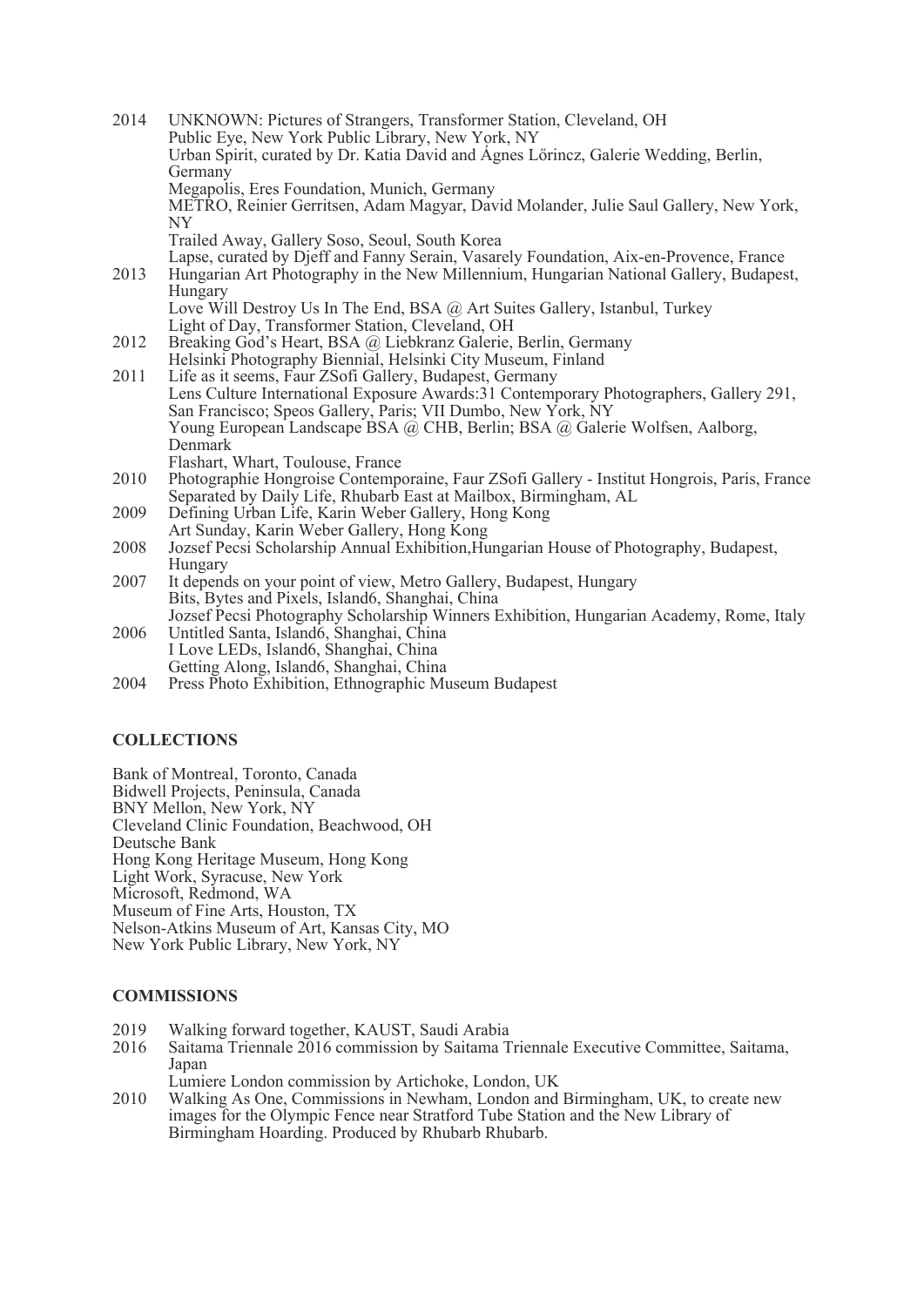2014 UNKNOWN: Pictures of Strangers, Transformer Station, Cleveland, OH
Public Eye, New York Public Library, New York, NY
Urban Spirit, curated by Dr. Katia David and Ágnes Lőrincz, Galerie Wedding, Berlin, Germany
Megapolis, Eres Foundation, Munich, Germany
METRO, Reinier Gerritsen, Adam Magyar, David Molander, Julie Saul Gallery, New York, NY
Trailed Away, Gallery Soso, Seoul, South Korea
Lapse, curated by Djeff and Fanny Serain, Vasarely Foundation, Aix-en-Provence, France

2013 Hungarian Art Photography in the New Millennium, Hungarian National Gallery, Budapest, Hungary
Love Will Destroy Us In The End, BSA @ Art Suites Gallery, Istanbul, Turkey
Light of Day, Transformer Station, Cleveland, OH

2012 Breaking God's Heart, BSA @ Liebkranz Galerie, Berlin, Germany
Helsinki Photography Biennial, Helsinki City Museum, Finland

2011 Life as it seems, Faur ZSofi Gallery, Budapest, Germany
Lens Culture International Exposure Awards:31 Contemporary Photographers, Gallery 291, San Francisco; Speos Gallery, Paris; VII Dumbo, New York, NY
Young European Landscape BSA @ CHB, Berlin; BSA @ Galerie Wolfsen, Aalborg, Denmark
Flashart, Whart, Toulouse, France

2010 Photographie Hongroise Contemporaine, Faur ZSofi Gallery - Institut Hongrois, Paris, France
Separated by Daily Life, Rhubarb East at Mailbox, Birmingham, AL

2009 Defining Urban Life, Karin Weber Gallery, Hong Kong
Art Sunday, Karin Weber Gallery, Hong Kong

2008 Jozsef Pecsi Scholarship Annual Exhibition,Hungarian House of Photography, Budapest, Hungary

2007 It depends on your point of view, Metro Gallery, Budapest, Hungary
Bits, Bytes and Pixels, Island6, Shanghai, China
Jozsef Pecsi Photography Scholarship Winners Exhibition, Hungarian Academy, Rome, Italy

2006 Untitled Santa, Island6, Shanghai, China
I Love LEDs, Island6, Shanghai, China
Getting Along, Island6, Shanghai, China

2004 Press Photo Exhibition, Ethnographic Museum Budapest

## COLLECTIONS

Bank of Montreal, Toronto, Canada
Bidwell Projects, Peninsula, Canada
BNY Mellon, New York, NY
Cleveland Clinic Foundation, Beachwood, OH
Deutsche Bank
Hong Kong Heritage Museum, Hong Kong
Light Work, Syracuse, New York
Microsoft, Redmond, WA
Museum of Fine Arts, Houston, TX
Nelson-Atkins Museum of Art, Kansas City, MO
New York Public Library, New York, NY

## COMMISSIONS

2019 Walking forward together, KAUST, Saudi Arabia

2016 Saitama Triennale 2016 commission by Saitama Triennale Executive Committee, Saitama, Japan
Lumiere London commission by Artichoke, London, UK

2010 Walking As One, Commissions in Newham, London and Birmingham, UK, to create new images for the Olympic Fence near Stratford Tube Station and the New Library of Birmingham Hoarding. Produced by Rhubarb Rhubarb.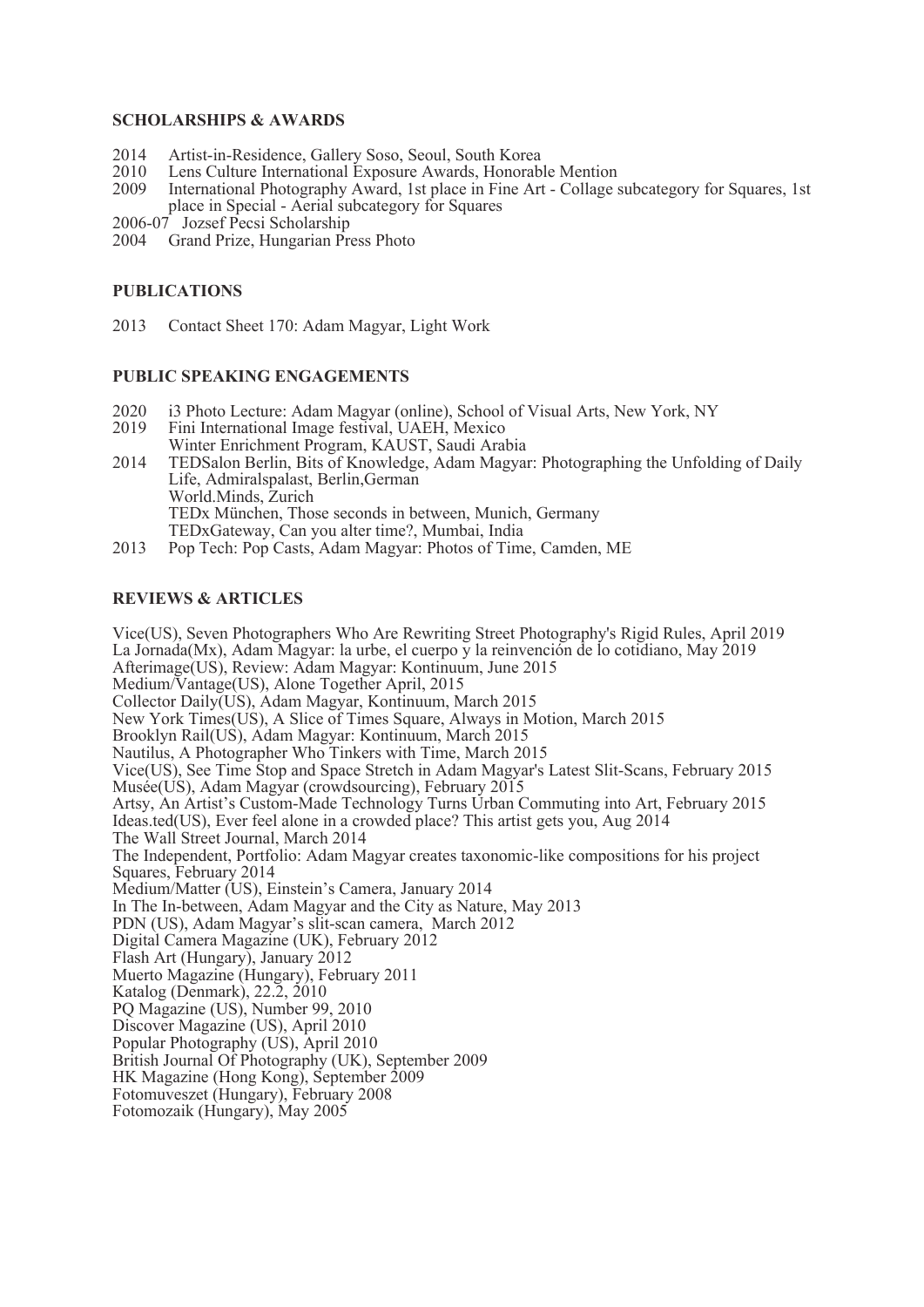## SCHOLARSHIPS & AWARDS

- 2014 Artist-in-Residence, Gallery Soso, Seoul, South Korea
- 2010 Lens Culture International Exposure Awards, Honorable Mention
- 2009 International Photography Award, 1st place in Fine Art - Collage subcategory for Squares, 1st place in Special - Aerial subcategory for Squares
- 2006-07 Jozsef Pecsi Scholarship
- 2004 Grand Prize, Hungarian Press Photo

## PUBLICATIONS

- 2013 Contact Sheet 170: Adam Magyar, Light Work

## PUBLIC SPEAKING ENGAGEMENTS

- 2020 i3 Photo Lecture: Adam Magyar (online), School of Visual Arts, New York, NY
- 2019 Fini International Image festival, UAEH, Mexico
  Winter Enrichment Program, KAUST, Saudi Arabia
- 2014 TEDSalon Berlin, Bits of Knowledge, Adam Magyar: Photographing the Unfolding of Daily Life, Admiralspalast, Berlin,German
  World.Minds, Zurich
  TEDx München, Those seconds in between, Munich, Germany
  TEDxGateway, Can you alter time?, Mumbai, India
- 2013 Pop Tech: Pop Casts, Adam Magyar: Photos of Time, Camden, ME

## REVIEWS & ARTICLES

Vice(US), Seven Photographers Who Are Rewriting Street Photography's Rigid Rules, April 2019
La Jornada(Mx), Adam Magyar: la urbe, el cuerpo y la reinvención de lo cotidiano, May 2019
Afterimage(US), Review: Adam Magyar: Kontinuum, June 2015
Medium/Vantage(US), Alone Together April, 2015
Collector Daily(US), Adam Magyar, Kontinuum, March 2015
New York Times(US), A Slice of Times Square, Always in Motion, March 2015
Brooklyn Rail(US), Adam Magyar: Kontinuum, March 2015
Nautilus, A Photographer Who Tinkers with Time, March 2015
Vice(US), See Time Stop and Space Stretch in Adam Magyar's Latest Slit-Scans, February 2015
Musée(US), Adam Magyar (crowdsourcing), February 2015
Artsy, An Artist's Custom-Made Technology Turns Urban Commuting into Art, February 2015
Ideas.ted(US), Ever feel alone in a crowded place? This artist gets you, Aug 2014
The Wall Street Journal, March 2014
The Independent, Portfolio: Adam Magyar creates taxonomic-like compositions for his project Squares, February 2014
Medium/Matter (US), Einstein's Camera, January 2014
In The In-between, Adam Magyar and the City as Nature, May 2013
PDN (US), Adam Magyar's slit-scan camera, March 2012
Digital Camera Magazine (UK), February 2012
Flash Art (Hungary), January 2012
Muerto Magazine (Hungary), February 2011
Katalog (Denmark), 22.2, 2010
PQ Magazine (US), Number 99, 2010
Discover Magazine (US), April 2010
Popular Photography (US), April 2010
British Journal Of Photography (UK), September 2009
HK Magazine (Hong Kong), September 2009
Fotomuveszet (Hungary), February 2008
Fotomozaik (Hungary), May 2005